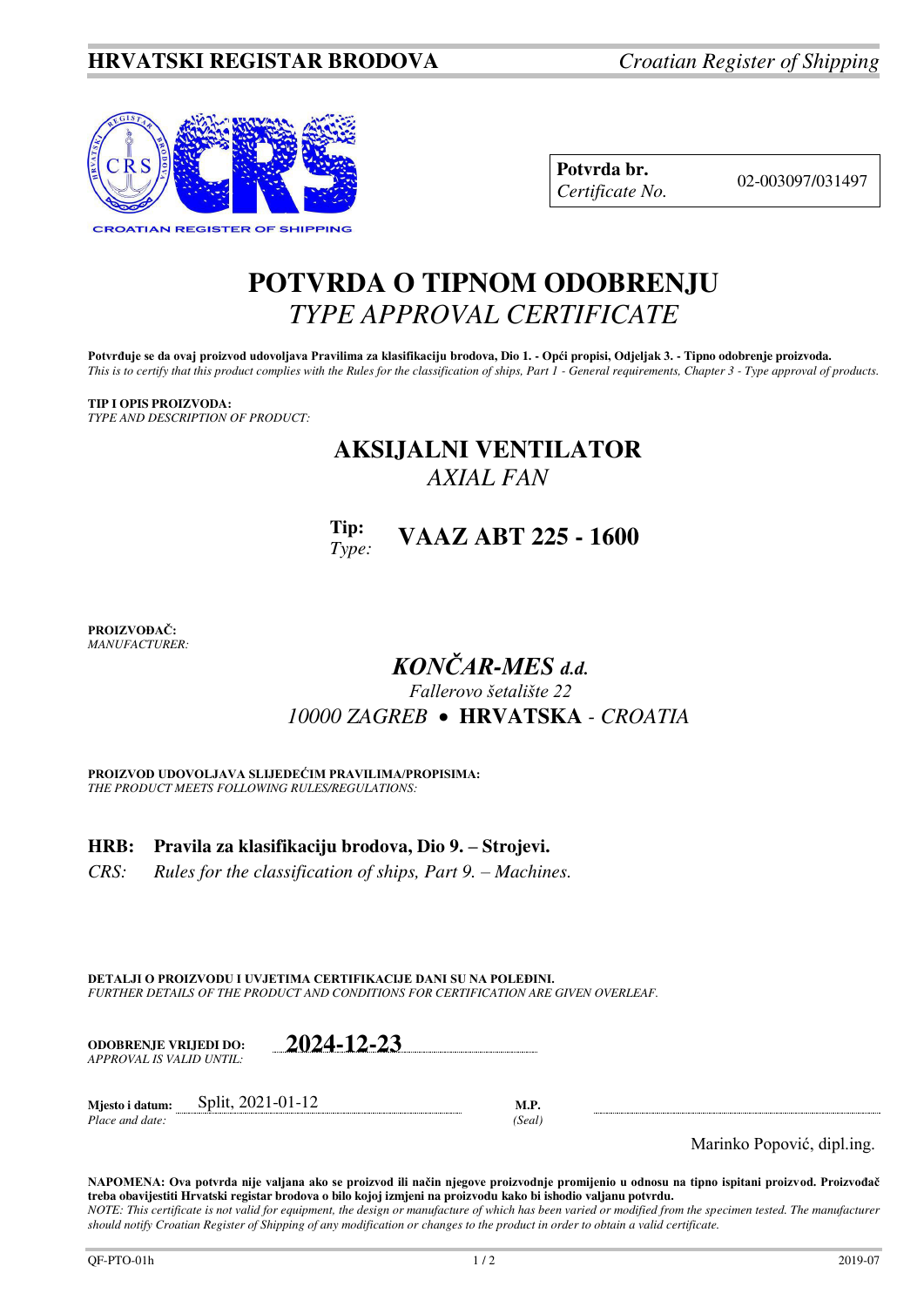**HRVATSKI REGISTAR BRODOVA** *Croatian Register of Shipping*

CROATIAN REGISTER OF SHIPPING

| | |
|---|---|
| **Potvrda br.** *Certificate No.* | 02-003097/031497 |

# POTVRDA O TIPNOM ODOBRENJU
## *TYPE APPROVAL CERTIFICATE*

**Potvrđuje se da ovaj proizvod udovoljava Pravilima za klasifikaciju brodova, Dio 1. - Opći propisi, Odjeljak 3. - Tipno odobrenje proizvoda.**
*This is to certify that this product complies with the Rules for the classification of ships, Part 1 - General requirements, Chapter 3 - Type approval of products.*

**TIP I OPIS PROIZVODA:**
*TYPE AND DESCRIPTION OF PRODUCT:*

**AKSIJALNI VENTILATOR**
*AXIAL FAN*

**Tip:** *Type:* **VAAZ ABT 225 - 1600**

**PROIZVOĐAČ:**
*MANUFACTURER:*

***KONČAR-MES d.d.***
*Fallerovo šetalište 22*
*10000 ZAGREB* • **HRVATSKA** - *CROATIA*

**PROIZVOD UDOVOLJAVA SLIJEDEĆIM PRAVILIMA/PROPISIMA:**
*THE PRODUCT MEETS FOLLOWING RULES/REGULATIONS:*

**HRB: Pravila za klasifikaciju brodova, Dio 9. – Strojevi.**
*CRS: Rules for the classification of ships, Part 9. – Machines.*

**DETALJI O PROIZVODU I UVJETIMA CERTIFIKACIJE DANI SU NA POLEĐINI.**
*FURTHER DETAILS OF THE PRODUCT AND CONDITIONS FOR CERTIFICATION ARE GIVEN OVERLEAF.*

**ODOBRENJE VRIJEDI DO:** *APPROVAL IS VALID UNTIL:* **2024-12-23**

**Mjesto i datum:** *Place and date:* Split, 2021-01-12

**M.P.** *(Seal)*

Marinko Popović, dipl.ing.

**NAPOMENA: Ova potvrda nije valjana ako se proizvod ili način njegove proizvodnje promijenio u odnosu na tipno ispitani proizvod. Proizvođač treba obavijestiti Hrvatski registar brodova o bilo kojoj izmjeni na proizvodu kako bi ishodio valjanu potvrdu.**
*NOTE: This certificate is not valid for equipment, the design or manufacture of which has been varied or modified from the specimen tested. The manufacturer should notify Croatian Register of Shipping of any modification or changes to the product in order to obtain a valid certificate.*

QF-PTO-01h 2019-07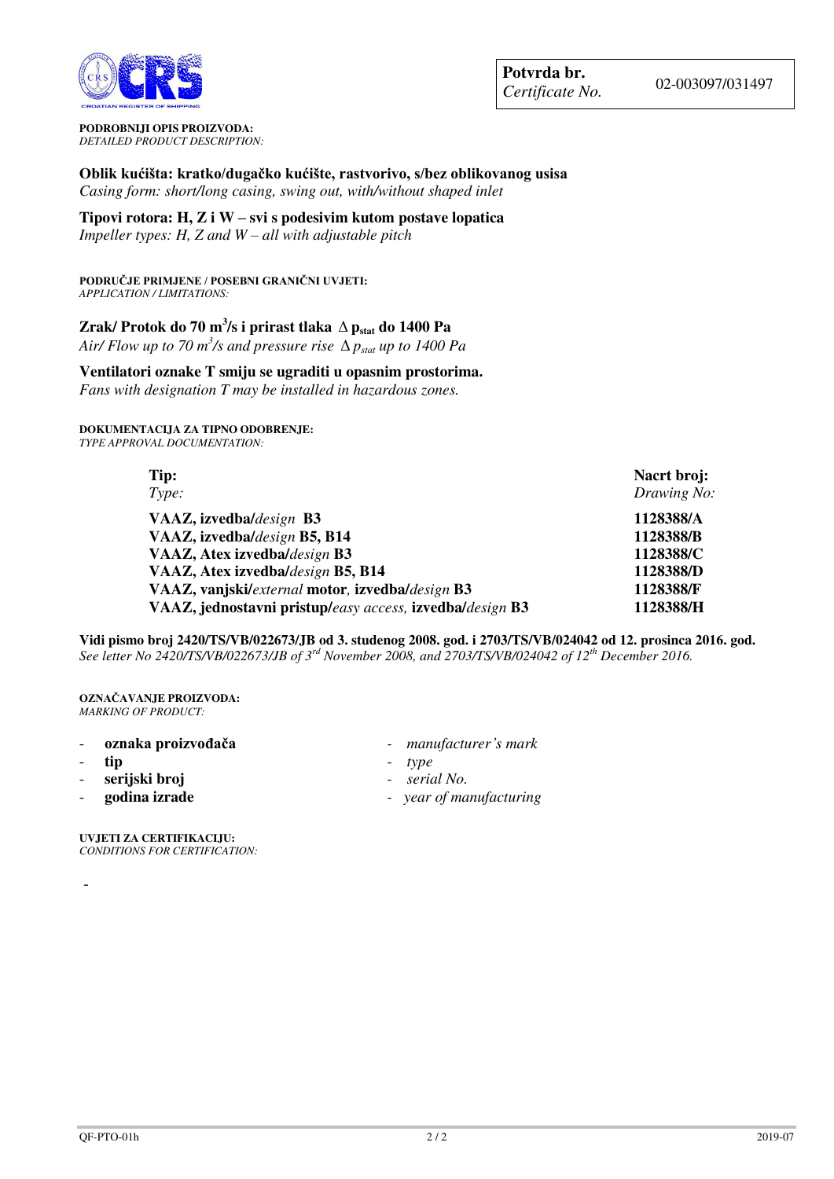| **Potvrda br.** *Certificate No.* | 02-003097/031497 |
|---|---|

**PODROBNIJI OPIS PROIZVODA:**
*DETAILED PRODUCT DESCRIPTION:*

**Oblik kućišta: kratko/dugačko kućište, rastvorivo, s/bez oblikovanog usisa**
*Casing form: short/long casing, swing out, with/without shaped inlet*

**Tipovi rotora: H, Z i W – svi s podesivim kutom postave lopatica**
*Impeller types: H, Z and W – all with adjustable pitch*

**PODRUČJE PRIMJENE / POSEBNI GRANIČNI UVJETI:**
*APPLICATION / LIMITATIONS:*

**Zrak/ Protok do 70 $m^3/s$ i prirast tlaka $\Delta p_{stat}$ do 1400 Pa**
*Air/ Flow up to 70 $m^3/s$ and pressure rise $\Delta p_{stat}$ up to 1400 Pa*

**Ventilatori oznake T smiju se ugraditi u opasnim prostorima.**
*Fans with designation T may be installed in hazardous zones.*

**DOKUMENTACIJA ZA TIPNO ODOBRENJE:**
*TYPE APPROVAL DOCUMENTATION:*

| **Tip:** *Type:* | **Nacrt broj:** *Drawing No:* |
|---|---|
| **VAAZ, izvedba/***design* **B3** | **1128388/A** |
| **VAAZ, izvedba/***design* **B5, B14** | **1128388/B** |
| **VAAZ, Atex izvedba/***design* **B3** | **1128388/C** |
| **VAAZ, Atex izvedba/***design* **B5, B14** | **1128388/D** |
| **VAAZ, vanjski/***external* **motor, izvedba/***design* **B3** | **1128388/F** |
| **VAAZ, jednostavni pristup/***easy access,* **izvedba/***design* **B3** | **1128388/H** |

**Vidi pismo broj 2420/TS/VB/022673/JB od 3. studenog 2008. god. i 2703/TS/VB/024042 od 12. prosinca 2016. god.**
*See letter No 2420/TS/VB/022673/JB of 3rd November 2008, and 2703/TS/VB/024042 of 12th December 2016.*

**OZNAČAVANJE PROIZVODA:**
*MARKING OF PRODUCT:*

- **oznaka proizvođača** - *manufacturer's mark*
- **tip** - *type*
- **serijski broj** - *serial No.*
- **godina izrade** - *year of manufacturing*

**UVJETI ZA CERTIFIKACIJU:**
*CONDITIONS FOR CERTIFICATION:*

-

QF-PTO-01h 2019-07